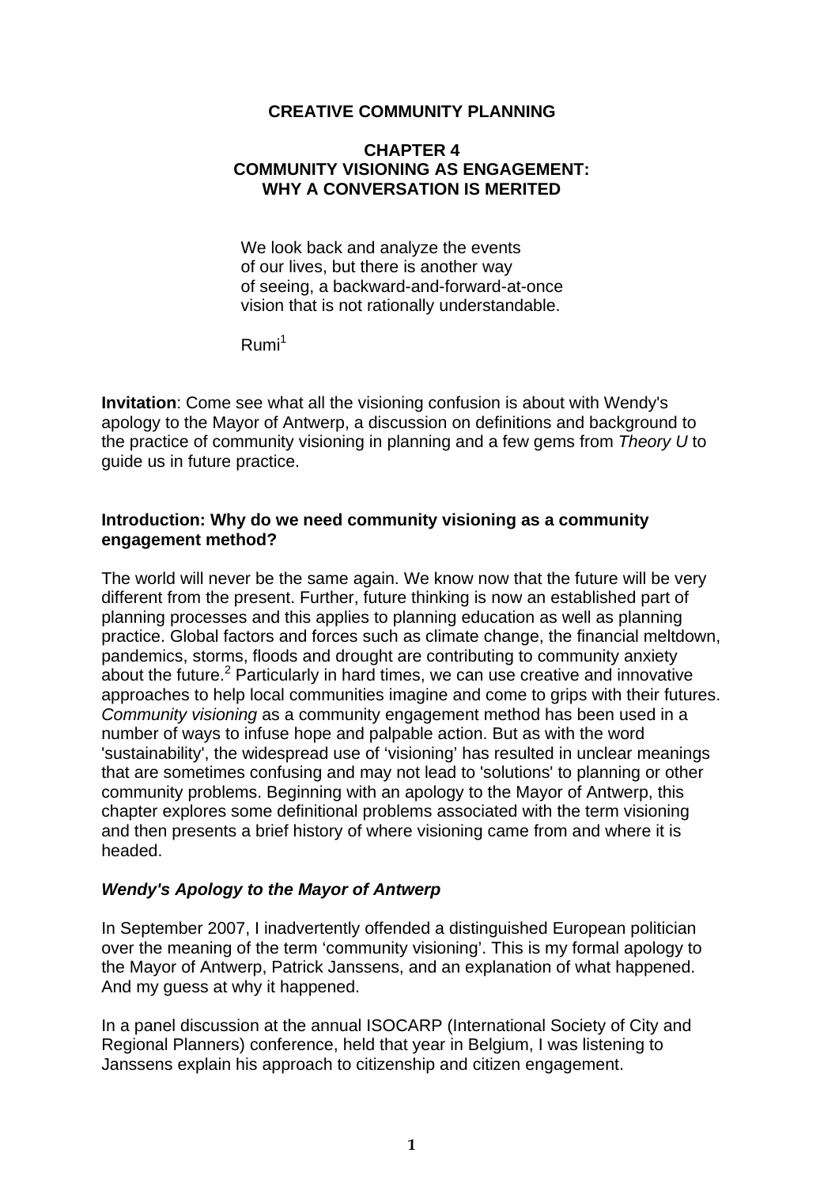# CREATIVE COMMUNITY PLANNING

## CHAPTER 4
## COMMUNITY VISIONING AS ENGAGEMENT: WHY A CONVERSATION IS MERITED

> We look back and analyze the events
> of our lives, but there is another way
> of seeing, a backward-and-forward-at-once
> vision that is not rationally understandable.
>
> Rumi[1]

**Invitation**: Come see what all the visioning confusion is about with Wendy's apology to the Mayor of Antwerp, a discussion on definitions and background to the practice of community visioning in planning and a few gems from *Theory U* to guide us in future practice.

### Introduction: Why do we need community visioning as a community engagement method?

The world will never be the same again. We know now that the future will be very different from the present. Further, future thinking is now an established part of planning processes and this applies to planning education as well as planning practice. Global factors and forces such as climate change, the financial meltdown, pandemics, storms, floods and drought are contributing to community anxiety about the future.[2] Particularly in hard times, we can use creative and innovative approaches to help local communities imagine and come to grips with their futures. *Community visioning* as a community engagement method has been used in a number of ways to infuse hope and palpable action. But as with the word 'sustainability', the widespread use of 'visioning' has resulted in unclear meanings that are sometimes confusing and may not lead to 'solutions' to planning or other community problems. Beginning with an apology to the Mayor of Antwerp, this chapter explores some definitional problems associated with the term visioning and then presents a brief history of where visioning came from and where it is headed.

### *Wendy's Apology to the Mayor of Antwerp*

In September 2007, I inadvertently offended a distinguished European politician over the meaning of the term 'community visioning'. This is my formal apology to the Mayor of Antwerp, Patrick Janssens, and an explanation of what happened. And my guess at why it happened.

In a panel discussion at the annual ISOCARP (International Society of City and Regional Planners) conference, held that year in Belgium, I was listening to Janssens explain his approach to citizenship and citizen engagement.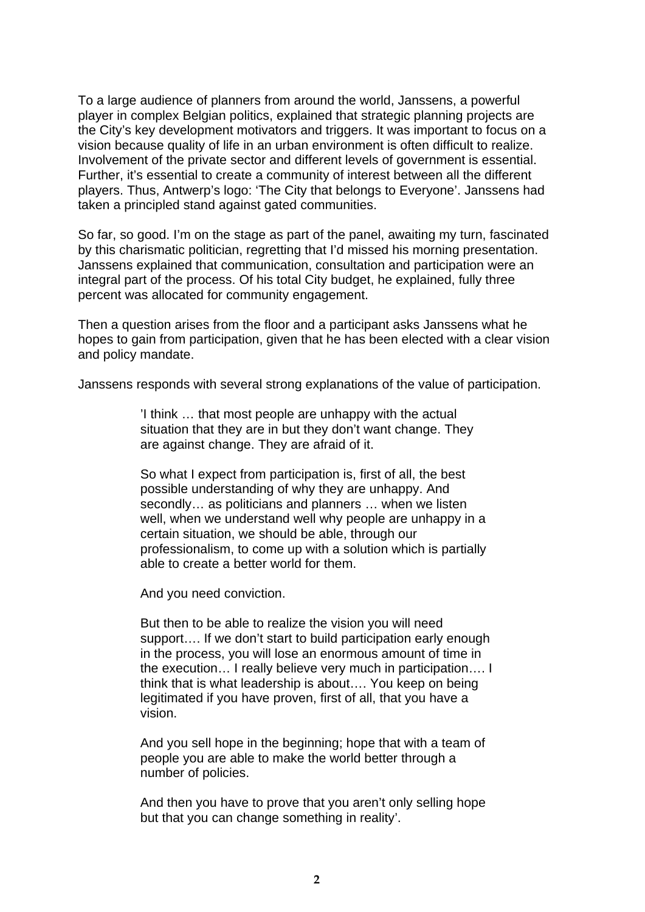To a large audience of planners from around the world, Janssens, a powerful player in complex Belgian politics, explained that strategic planning projects are the City's key development motivators and triggers. It was important to focus on a vision because quality of life in an urban environment is often difficult to realize. Involvement of the private sector and different levels of government is essential. Further, it's essential to create a community of interest between all the different players. Thus, Antwerp's logo: 'The City that belongs to Everyone'. Janssens had taken a principled stand against gated communities.

So far, so good. I'm on the stage as part of the panel, awaiting my turn, fascinated by this charismatic politician, regretting that I'd missed his morning presentation. Janssens explained that communication, consultation and participation were an integral part of the process. Of his total City budget, he explained, fully three percent was allocated for community engagement.

Then a question arises from the floor and a participant asks Janssens what he hopes to gain from participation, given that he has been elected with a clear vision and policy mandate.

Janssens responds with several strong explanations of the value of participation.

> 'I think … that most people are unhappy with the actual situation that they are in but they don't want change. They are against change. They are afraid of it.
>
> So what I expect from participation is, first of all, the best possible understanding of why they are unhappy. And secondly… as politicians and planners … when we listen well, when we understand well why people are unhappy in a certain situation, we should be able, through our professionalism, to come up with a solution which is partially able to create a better world for them.
>
> And you need conviction.
>
> But then to be able to realize the vision you will need support…. If we don't start to build participation early enough in the process, you will lose an enormous amount of time in the execution… I really believe very much in participation…. I think that is what leadership is about…. You keep on being legitimated if you have proven, first of all, that you have a vision.
>
> And you sell hope in the beginning; hope that with a team of people you are able to make the world better through a number of policies.
>
> And then you have to prove that you aren't only selling hope but that you can change something in reality'.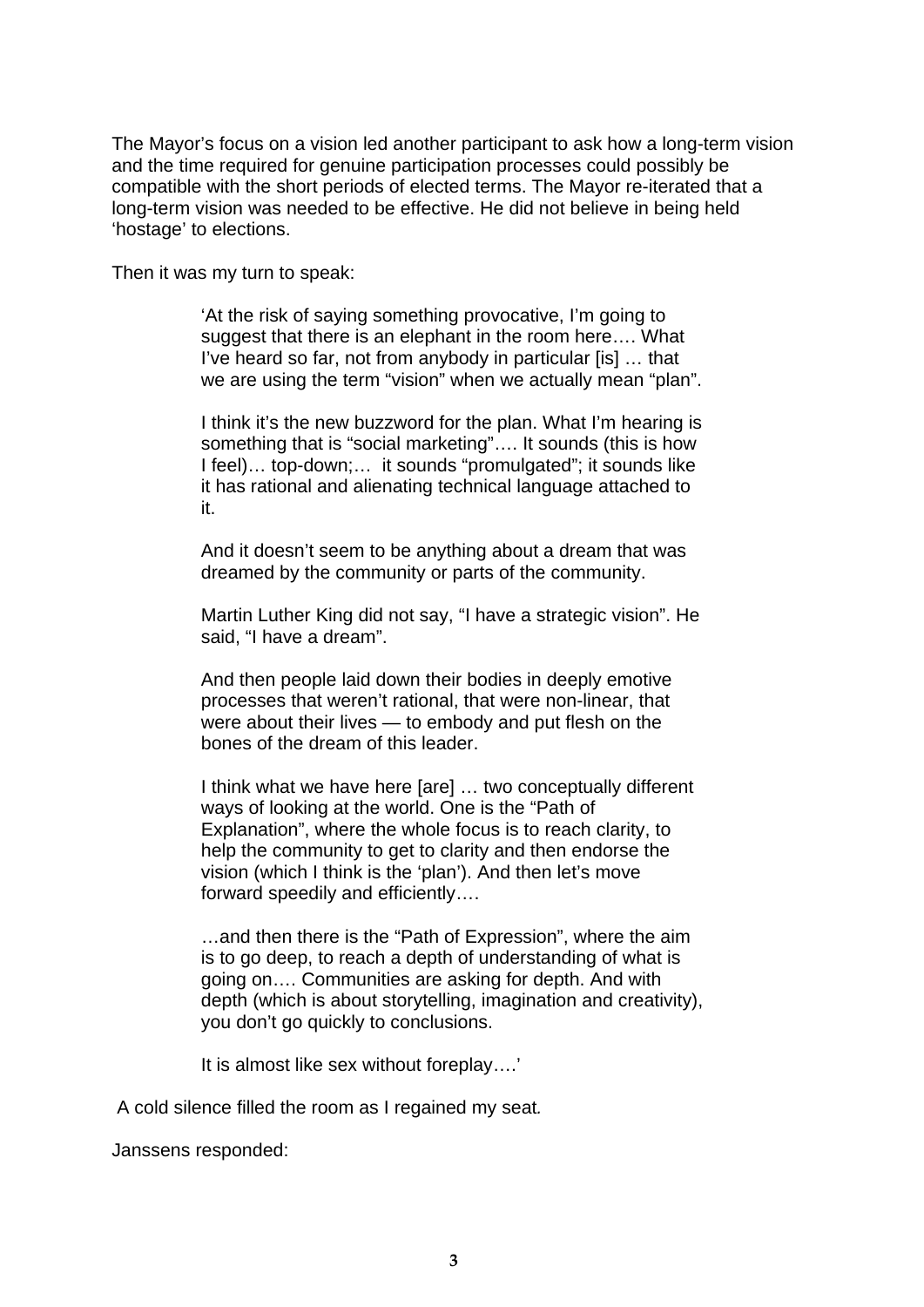The Mayor's focus on a vision led another participant to ask how a long-term vision and the time required for genuine participation processes could possibly be compatible with the short periods of elected terms. The Mayor re-iterated that a long-term vision was needed to be effective. He did not believe in being held 'hostage' to elections.

Then it was my turn to speak:

> 'At the risk of saying something provocative, I'm going to suggest that there is an elephant in the room here…. What I've heard so far, not from anybody in particular [is] … that we are using the term "vision" when we actually mean "plan".
>
> I think it's the new buzzword for the plan. What I'm hearing is something that is "social marketing"…. It sounds (this is how I feel)… top-down;… it sounds "promulgated"; it sounds like it has rational and alienating technical language attached to it.
>
> And it doesn't seem to be anything about a dream that was dreamed by the community or parts of the community.
>
> Martin Luther King did not say, "I have a strategic vision". He said, "I have a dream".
>
> And then people laid down their bodies in deeply emotive processes that weren't rational, that were non-linear, that were about their lives — to embody and put flesh on the bones of the dream of this leader.
>
> I think what we have here [are] … two conceptually different ways of looking at the world. One is the "Path of Explanation", where the whole focus is to reach clarity, to help the community to get to clarity and then endorse the vision (which I think is the 'plan'). And then let's move forward speedily and efficiently….
>
> …and then there is the "Path of Expression", where the aim is to go deep, to reach a depth of understanding of what is going on…. Communities are asking for depth. And with depth (which is about storytelling, imagination and creativity), you don't go quickly to conclusions.
>
> It is almost like sex without foreplay….'

A cold silence filled the room as I regained my seat.

Janssens responded: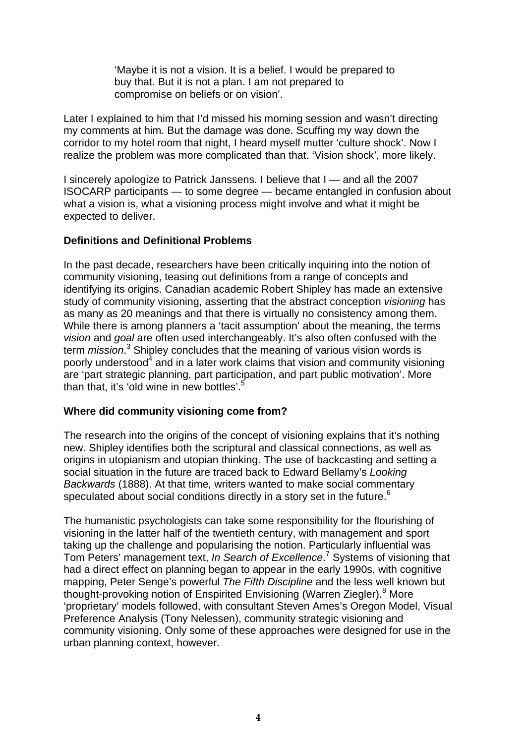> 'Maybe it is not a vision. It is a belief. I would be prepared to buy that. But it is not a plan. I am not prepared to compromise on beliefs or on vision'.

Later I explained to him that I'd missed his morning session and wasn't directing my comments at him. But the damage was done. Scuffing my way down the corridor to my hotel room that night, I heard myself mutter 'culture shock'. Now I realize the problem was more complicated than that. 'Vision shock', more likely.

I sincerely apologize to Patrick Janssens. I believe that I — and all the 2007 ISOCARP participants — to some degree — became entangled in confusion about what a vision is, what a visioning process might involve and what it might be expected to deliver.

**Definitions and Definitional Problems**

In the past decade, researchers have been critically inquiring into the notion of community visioning, teasing out definitions from a range of concepts and identifying its origins. Canadian academic Robert Shipley has made an extensive study of community visioning, asserting that the abstract conception *visioning* has as many as 20 meanings and that there is virtually no consistency among them. While there is among planners a 'tacit assumption' about the meaning, the terms *vision* and *goal* are often used interchangeably. It's also often confused with the term *mission*.[3] Shipley concludes that the meaning of various vision words is poorly understood[4] and in a later work claims that vision and community visioning are 'part strategic planning, part participation, and part public motivation'. More than that, it's 'old wine in new bottles'.[5]

**Where did community visioning come from?**

The research into the origins of the concept of visioning explains that it's nothing new. Shipley identifies both the scriptural and classical connections, as well as origins in utopianism and utopian thinking. The use of backcasting and setting a social situation in the future are traced back to Edward Bellamy's *Looking Backwards* (1888). At that time, writers wanted to make social commentary speculated about social conditions directly in a story set in the future.[6]

The humanistic psychologists can take some responsibility for the flourishing of visioning in the latter half of the twentieth century, with management and sport taking up the challenge and popularising the notion. Particularly influential was Tom Peters' management text, *In Search of Excellence*.[7] Systems of visioning that had a direct effect on planning began to appear in the early 1990s, with cognitive mapping, Peter Senge's powerful *The Fifth Discipline* and the less well known but thought-provoking notion of Enspirited Envisioning (Warren Ziegler).[8] More 'proprietary' models followed, with consultant Steven Ames's Oregon Model, Visual Preference Analysis (Tony Nelessen), community strategic visioning and community visioning. Only some of these approaches were designed for use in the urban planning context, however.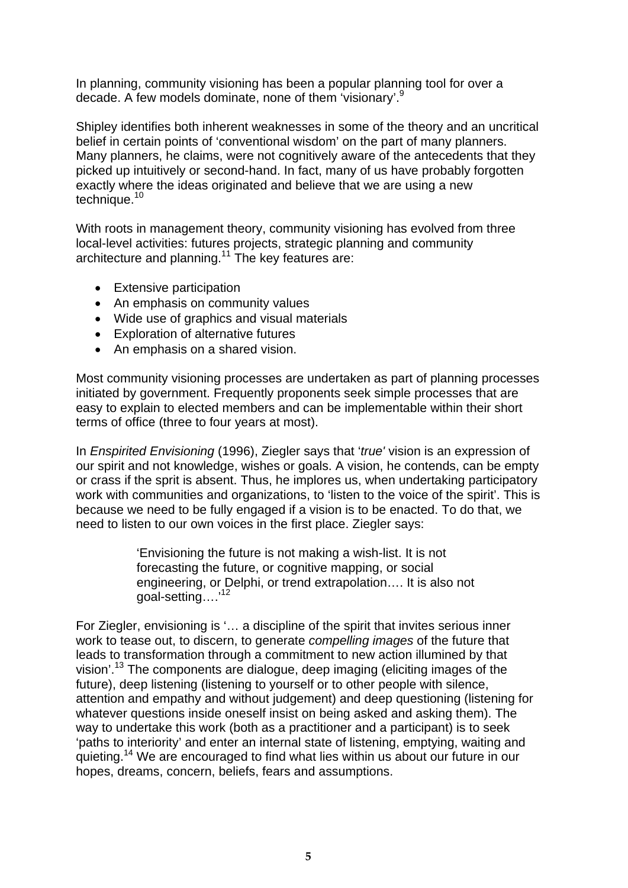In planning, community visioning has been a popular planning tool for over a decade. A few models dominate, none of them 'visionary'.[9]

Shipley identifies both inherent weaknesses in some of the theory and an uncritical belief in certain points of 'conventional wisdom' on the part of many planners. Many planners, he claims, were not cognitively aware of the antecedents that they picked up intuitively or second-hand. In fact, many of us have probably forgotten exactly where the ideas originated and believe that we are using a new technique.[10]

With roots in management theory, community visioning has evolved from three local-level activities: futures projects, strategic planning and community architecture and planning.[11] The key features are:

- Extensive participation
- An emphasis on community values
- Wide use of graphics and visual materials
- Exploration of alternative futures
- An emphasis on a shared vision.

Most community visioning processes are undertaken as part of planning processes initiated by government. Frequently proponents seek simple processes that are easy to explain to elected members and can be implementable within their short terms of office (three to four years at most).

In *Enspirited Envisioning* (1996), Ziegler says that '*true'* vision is an expression of our spirit and not knowledge, wishes or goals. A vision, he contends, can be empty or crass if the sprit is absent. Thus, he implores us, when undertaking participatory work with communities and organizations, to 'listen to the voice of the spirit'. This is because we need to be fully engaged if a vision is to be enacted. To do that, we need to listen to our own voices in the first place. Ziegler says:

> 'Envisioning the future is not making a wish-list. It is not forecasting the future, or cognitive mapping, or social engineering, or Delphi, or trend extrapolation…. It is also not goal-setting….'[12]

For Ziegler, envisioning is '… a discipline of the spirit that invites serious inner work to tease out, to discern, to generate *compelling images* of the future that leads to transformation through a commitment to new action illumined by that vision'.[13] The components are dialogue, deep imaging (eliciting images of the future), deep listening (listening to yourself or to other people with silence, attention and empathy and without judgement) and deep questioning (listening for whatever questions inside oneself insist on being asked and asking them). The way to undertake this work (both as a practitioner and a participant) is to seek 'paths to interiority' and enter an internal state of listening, emptying, waiting and quieting.[14] We are encouraged to find what lies within us about our future in our hopes, dreams, concern, beliefs, fears and assumptions.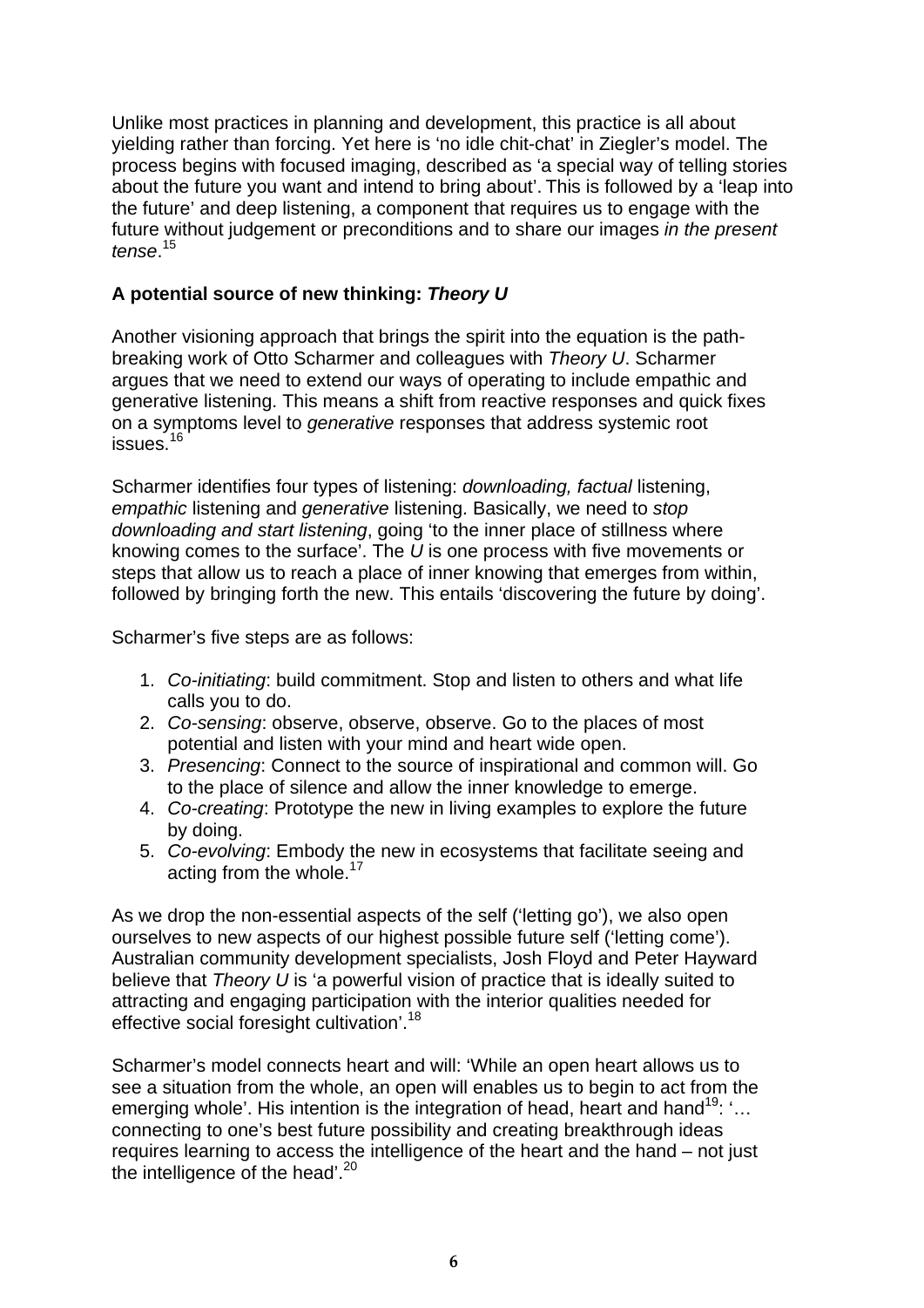Unlike most practices in planning and development, this practice is all about yielding rather than forcing. Yet here is 'no idle chit-chat' in Ziegler's model. The process begins with focused imaging, described as 'a special way of telling stories about the future you want and intend to bring about'. This is followed by a 'leap into the future' and deep listening, a component that requires us to engage with the future without judgement or preconditions and to share our images *in the present tense*.[15]

### A potential source of new thinking: *Theory U*

Another visioning approach that brings the spirit into the equation is the path-breaking work of Otto Scharmer and colleagues with *Theory U*. Scharmer argues that we need to extend our ways of operating to include empathic and generative listening. This means a shift from reactive responses and quick fixes on a symptoms level to *generative* responses that address systemic root issues.[16]

Scharmer identifies four types of listening: *downloading, factual* listening, *empathic* listening and *generative* listening. Basically, we need to *stop downloading and start listening*, going 'to the inner place of stillness where knowing comes to the surface'. The *U* is one process with five movements or steps that allow us to reach a place of inner knowing that emerges from within, followed by bringing forth the new. This entails 'discovering the future by doing'.

Scharmer's five steps are as follows:

1. *Co-initiating*: build commitment. Stop and listen to others and what life calls you to do.
2. *Co-sensing*: observe, observe, observe. Go to the places of most potential and listen with your mind and heart wide open.
3. *Presencing*: Connect to the source of inspirational and common will. Go to the place of silence and allow the inner knowledge to emerge.
4. *Co-creating*: Prototype the new in living examples to explore the future by doing.
5. *Co-evolving*: Embody the new in ecosystems that facilitate seeing and acting from the whole.[17]

As we drop the non-essential aspects of the self ('letting go'), we also open ourselves to new aspects of our highest possible future self ('letting come'). Australian community development specialists, Josh Floyd and Peter Hayward believe that *Theory U* is 'a powerful vision of practice that is ideally suited to attracting and engaging participation with the interior qualities needed for effective social foresight cultivation'.[18]

Scharmer's model connects heart and will: 'While an open heart allows us to see a situation from the whole, an open will enables us to begin to act from the emerging whole'. His intention is the integration of head, heart and hand[19]: '… connecting to one's best future possibility and creating breakthrough ideas requires learning to access the intelligence of the heart and the hand – not just the intelligence of the head'.[20]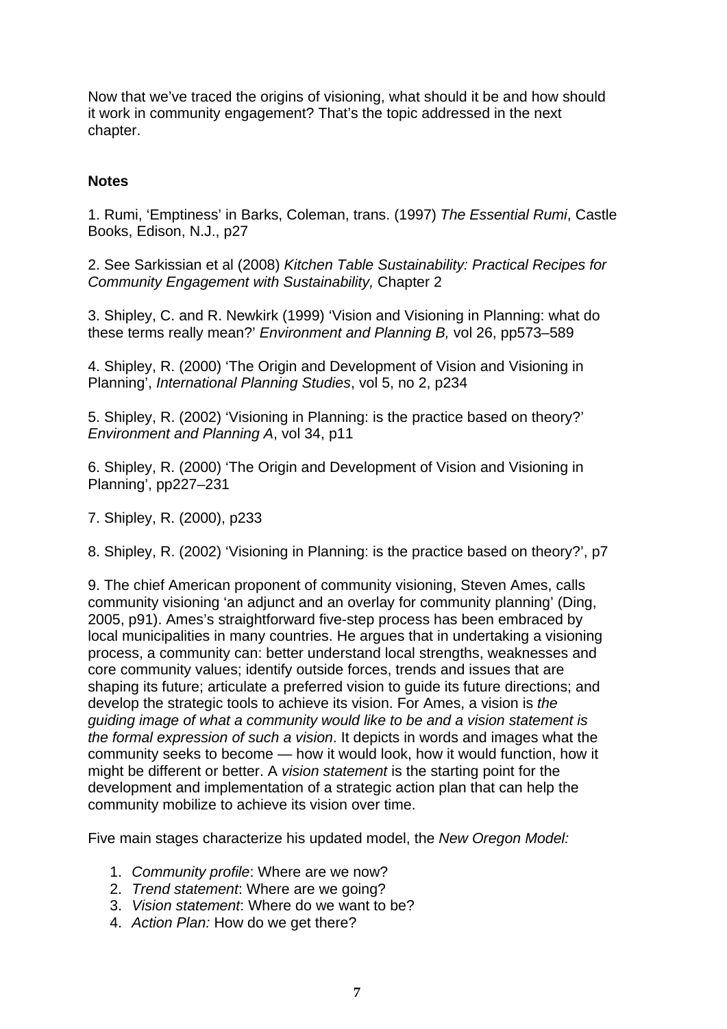Now that we've traced the origins of visioning, what should it be and how should it work in community engagement? That's the topic addressed in the next chapter.

**Notes**

1. Rumi, 'Emptiness' in Barks, Coleman, trans. (1997) *The Essential Rumi*, Castle Books, Edison, N.J., p27

2. See Sarkissian et al (2008) *Kitchen Table Sustainability: Practical Recipes for Community Engagement with Sustainability,* Chapter 2

3. Shipley, C. and R. Newkirk (1999) 'Vision and Visioning in Planning: what do these terms really mean?' *Environment and Planning B,* vol 26, pp573–589

4. Shipley, R. (2000) 'The Origin and Development of Vision and Visioning in Planning', *International Planning Studies*, vol 5, no 2, p234

5. Shipley, R. (2002) 'Visioning in Planning: is the practice based on theory?' *Environment and Planning A*, vol 34, p11

6. Shipley, R. (2000) 'The Origin and Development of Vision and Visioning in Planning', pp227–231

7. Shipley, R. (2000), p233

8. Shipley, R. (2002) 'Visioning in Planning: is the practice based on theory?', p7

9. The chief American proponent of community visioning, Steven Ames, calls community visioning 'an adjunct and an overlay for community planning' (Ding, 2005, p91). Ames's straightforward five-step process has been embraced by local municipalities in many countries. He argues that in undertaking a visioning process, a community can: better understand local strengths, weaknesses and core community values; identify outside forces, trends and issues that are shaping its future; articulate a preferred vision to guide its future directions; and develop the strategic tools to achieve its vision. For Ames, a vision is *the guiding image of what a community would like to be and a vision statement is the formal expression of such a vision*. It depicts in words and images what the community seeks to become — how it would look, how it would function, how it might be different or better. A *vision statement* is the starting point for the development and implementation of a strategic action plan that can help the community mobilize to achieve its vision over time.

Five main stages characterize his updated model, the *New Oregon Model:*

1. *Community profile*: Where are we now?
2. *Trend statement*: Where are we going?
3. *Vision statement*: Where do we want to be?
4. *Action Plan:* How do we get there?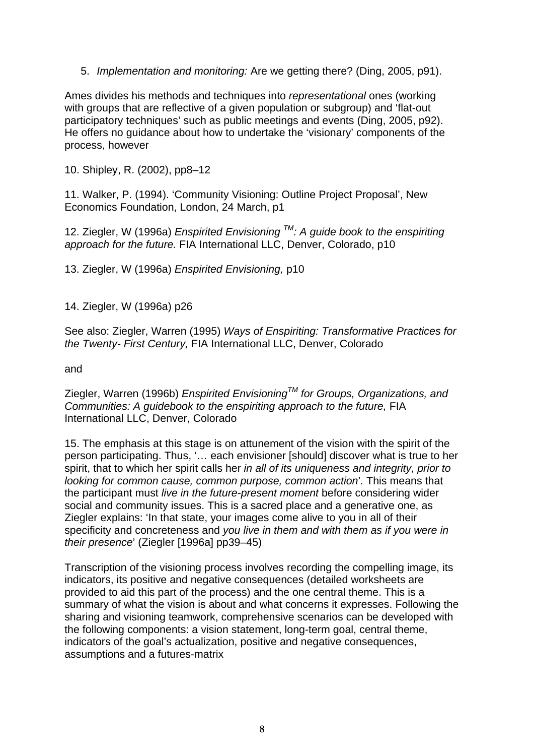5. *Implementation and monitoring:* Are we getting there? (Ding, 2005, p91).

Ames divides his methods and techniques into *representational* ones (working with groups that are reflective of a given population or subgroup) and 'flat-out participatory techniques' such as public meetings and events (Ding, 2005, p92). He offers no guidance about how to undertake the 'visionary' components of the process, however

10. Shipley, R. (2002), pp8–12

11. Walker, P. (1994). 'Community Visioning: Outline Project Proposal', New Economics Foundation, London, 24 March, p1

12. Ziegler, W (1996a) *Enspirited Envisioning TM: A guide book to the enspiriting approach for the future.* FIA International LLC, Denver, Colorado, p10

13. Ziegler, W (1996a) *Enspirited Envisioning,* p10

14. Ziegler, W (1996a) p26

See also: Ziegler, Warren (1995) *Ways of Enspiriting: Transformative Practices for the Twenty- First Century,* FIA International LLC, Denver, Colorado

and

Ziegler, Warren (1996b) *Enspirited EnvisioningTM for Groups, Organizations, and Communities: A guidebook to the enspiriting approach to the future,* FIA International LLC, Denver, Colorado

15. The emphasis at this stage is on attunement of the vision with the spirit of the person participating. Thus, '… each envisioner [should] discover what is true to her spirit, that to which her spirit calls her *in all of its uniqueness and integrity, prior to looking for common cause, common purpose, common action*'*.* This means that the participant must *live in the future-present moment* before considering wider social and community issues. This is a sacred place and a generative one, as Ziegler explains: 'In that state, your images come alive to you in all of their specificity and concreteness and *you live in them and with them as if you were in their presence*' (Ziegler [1996a] pp39–45)

Transcription of the visioning process involves recording the compelling image, its indicators, its positive and negative consequences (detailed worksheets are provided to aid this part of the process) and the one central theme. This is a summary of what the vision is about and what concerns it expresses. Following the sharing and visioning teamwork, comprehensive scenarios can be developed with the following components: a vision statement, long-term goal, central theme, indicators of the goal's actualization, positive and negative consequences, assumptions and a futures-matrix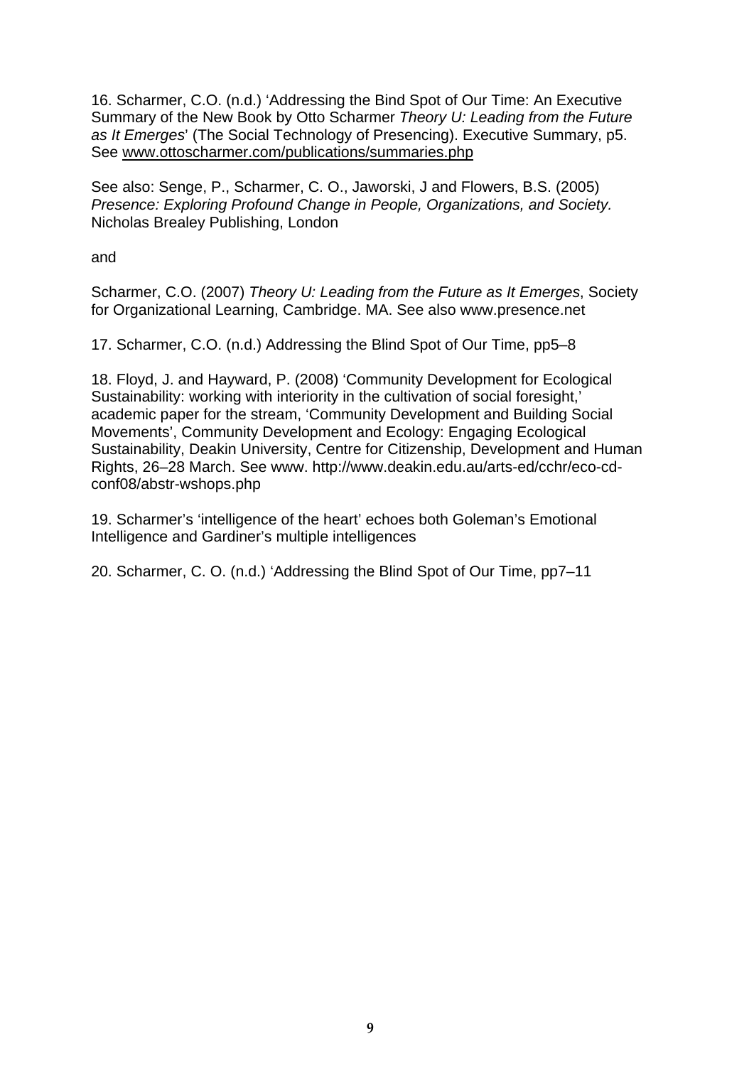16. Scharmer, C.O. (n.d.) 'Addressing the Bind Spot of Our Time: An Executive Summary of the New Book by Otto Scharmer *Theory U: Leading from the Future as It Emerges*' (The Social Technology of Presencing). Executive Summary, p5. See www.ottoscharmer.com/publications/summaries.php

See also: Senge, P., Scharmer, C. O., Jaworski, J and Flowers, B.S. (2005) *Presence: Exploring Profound Change in People, Organizations, and Society.* Nicholas Brealey Publishing, London

and

Scharmer, C.O. (2007) *Theory U: Leading from the Future as It Emerges*, Society for Organizational Learning, Cambridge. MA. See also www.presence.net

17. Scharmer, C.O. (n.d.) Addressing the Blind Spot of Our Time, pp5–8

18. Floyd, J. and Hayward, P. (2008) 'Community Development for Ecological Sustainability: working with interiority in the cultivation of social foresight,' academic paper for the stream, 'Community Development and Building Social Movements', Community Development and Ecology: Engaging Ecological Sustainability, Deakin University, Centre for Citizenship, Development and Human Rights, 26–28 March. See www. http://www.deakin.edu.au/arts-ed/cchr/eco-cd-conf08/abstr-wshops.php

19. Scharmer's 'intelligence of the heart' echoes both Goleman's Emotional Intelligence and Gardiner's multiple intelligences

20. Scharmer, C. O. (n.d.) 'Addressing the Blind Spot of Our Time, pp7–11